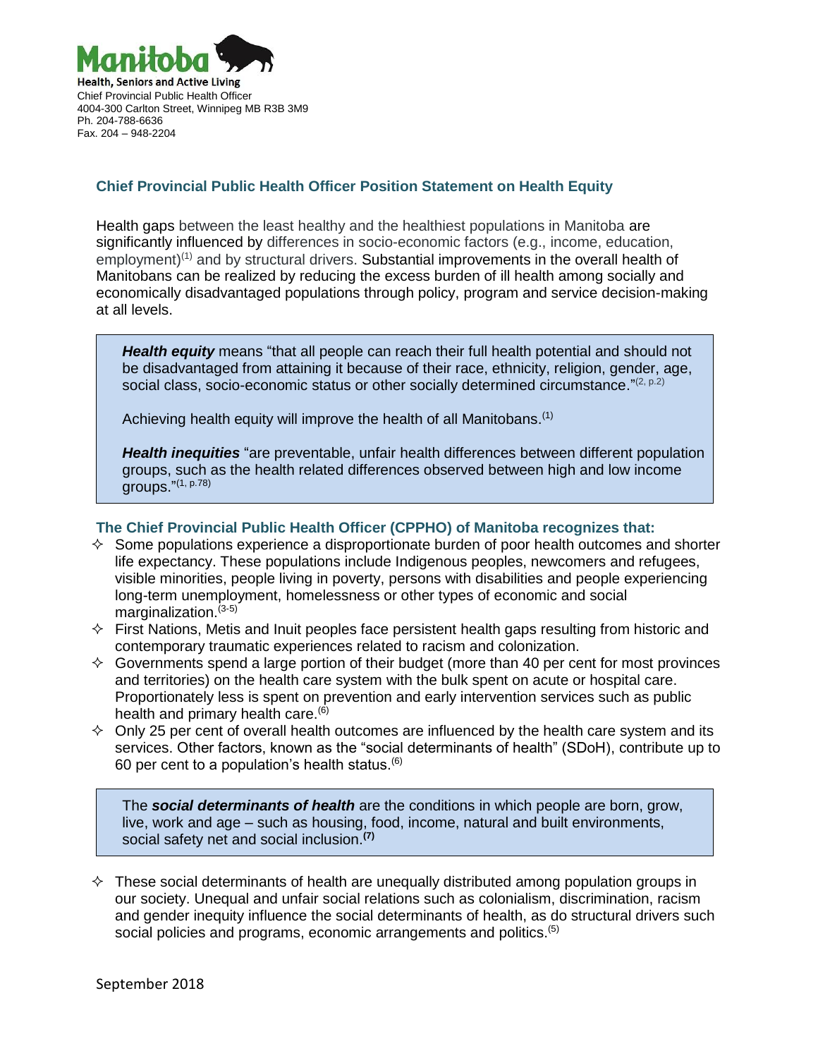Health, Seniors and Active Living
Chief Provincial Public Health Officer
4004-300 Carlton Street, Winnipeg MB R3B 3M9
Ph. 204-788-6636
Fax. 204 – 948-2204

## Chief Provincial Public Health Officer Position Statement on Health Equity

Health gaps between the least healthy and the healthiest populations in Manitoba are significantly influenced by differences in socio-economic factors (e.g., income, education, employment)[1] and by structural drivers. Substantial improvements in the overall health of Manitobans can be realized by reducing the excess burden of ill health among socially and economically disadvantaged populations through policy, program and service decision-making at all levels.

> ***Health equity*** means "that all people can reach their full health potential and should not be disadvantaged from attaining it because of their race, ethnicity, religion, gender, age, social class, socio-economic status or other socially determined circumstance."[2, p.2]
>
> Achieving health equity will improve the health of all Manitobans.[1]
>
> ***Health inequities*** "are preventable, unfair health differences between different population groups, such as the health related differences observed between high and low income groups."[1, p.78]

### The Chief Provincial Public Health Officer (CPPHO) of Manitoba recognizes that:

- Some populations experience a disproportionate burden of poor health outcomes and shorter life expectancy. These populations include Indigenous peoples, newcomers and refugees, visible minorities, people living in poverty, persons with disabilities and people experiencing long-term unemployment, homelessness or other types of economic and social marginalization.[3-5]
- First Nations, Metis and Inuit peoples face persistent health gaps resulting from historic and contemporary traumatic experiences related to racism and colonization.
- Governments spend a large portion of their budget (more than 40 per cent for most provinces and territories) on the health care system with the bulk spent on acute or hospital care. Proportionately less is spent on prevention and early intervention services such as public health and primary health care.[6]
- Only 25 per cent of overall health outcomes are influenced by the health care system and its services. Other factors, known as the "social determinants of health" (SDoH), contribute up to 60 per cent to a population's health status.[6]

> The ***social determinants of health*** are the conditions in which people are born, grow, live, work and age – such as housing, food, income, natural and built environments, social safety net and social inclusion.**[7]**

- These social determinants of health are unequally distributed among population groups in our society. Unequal and unfair social relations such as colonialism, discrimination, racism and gender inequity influence the social determinants of health, as do structural drivers such social policies and programs, economic arrangements and politics.[5]

September 2018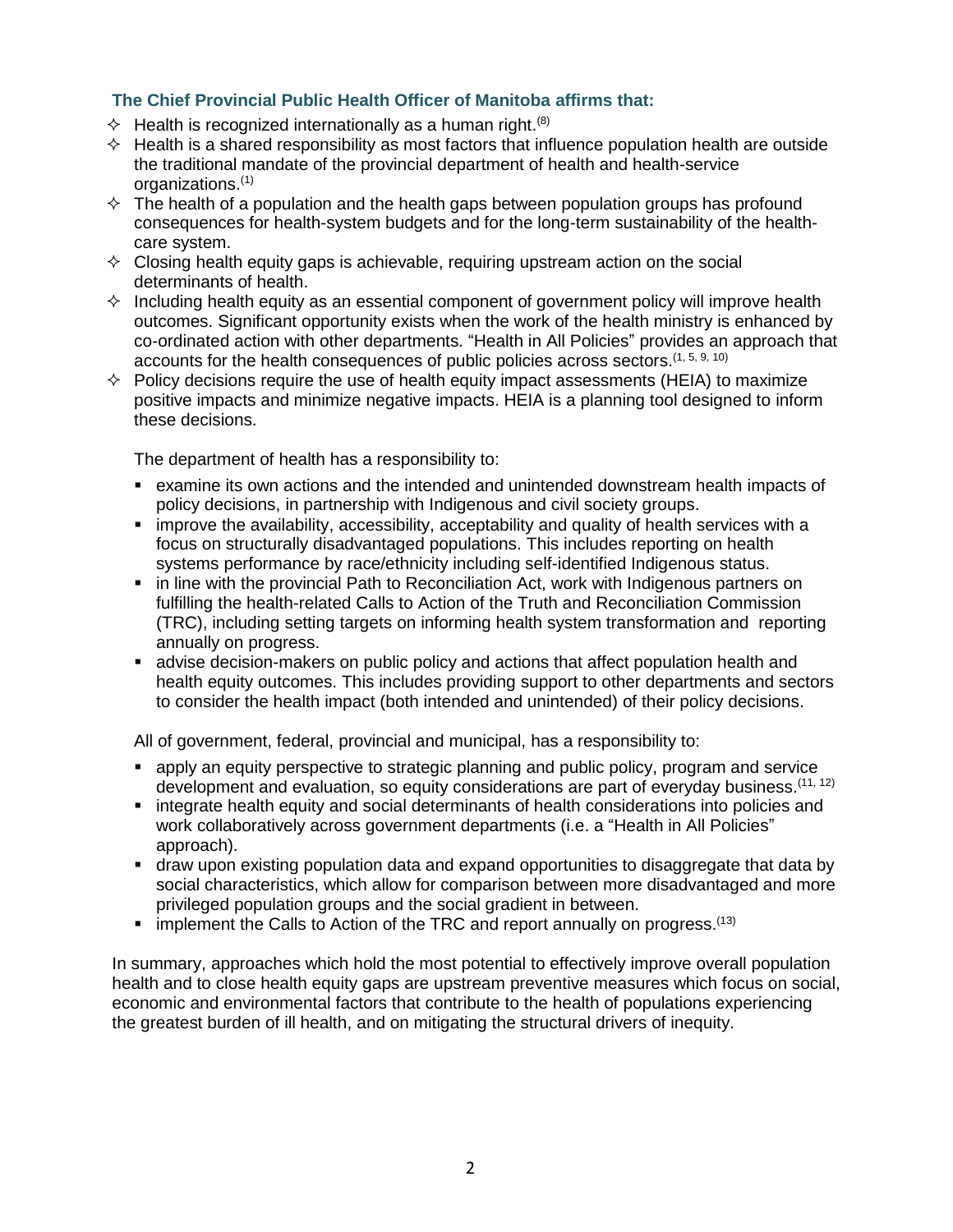### The Chief Provincial Public Health Officer of Manitoba affirms that:

- Health is recognized internationally as a human right.[8]
- Health is a shared responsibility as most factors that influence population health are outside the traditional mandate of the provincial department of health and health-service organizations.[1]
- The health of a population and the health gaps between population groups has profound consequences for health-system budgets and for the long-term sustainability of the health-care system.
- Closing health equity gaps is achievable, requiring upstream action on the social determinants of health.
- Including health equity as an essential component of government policy will improve health outcomes. Significant opportunity exists when the work of the health ministry is enhanced by co-ordinated action with other departments. "Health in All Policies" provides an approach that accounts for the health consequences of public policies across sectors.[1, 5, 9, 10]
- Policy decisions require the use of health equity impact assessments (HEIA) to maximize positive impacts and minimize negative impacts. HEIA is a planning tool designed to inform these decisions.

  The department of health has a responsibility to:

  - examine its own actions and the intended and unintended downstream health impacts of policy decisions, in partnership with Indigenous and civil society groups.
  - improve the availability, accessibility, acceptability and quality of health services with a focus on structurally disadvantaged populations. This includes reporting on health systems performance by race/ethnicity including self-identified Indigenous status.
  - in line with the provincial Path to Reconciliation Act, work with Indigenous partners on fulfilling the health-related Calls to Action of the Truth and Reconciliation Commission (TRC), including setting targets on informing health system transformation and reporting annually on progress.
  - advise decision-makers on public policy and actions that affect population health and health equity outcomes. This includes providing support to other departments and sectors to consider the health impact (both intended and unintended) of their policy decisions.

  All of government, federal, provincial and municipal, has a responsibility to:

  - apply an equity perspective to strategic planning and public policy, program and service development and evaluation, so equity considerations are part of everyday business.[11, 12]
  - integrate health equity and social determinants of health considerations into policies and work collaboratively across government departments (i.e. a "Health in All Policies" approach).
  - draw upon existing population data and expand opportunities to disaggregate that data by social characteristics, which allow for comparison between more disadvantaged and more privileged population groups and the social gradient in between.
  - implement the Calls to Action of the TRC and report annually on progress.[13]

In summary, approaches which hold the most potential to effectively improve overall population health and to close health equity gaps are upstream preventive measures which focus on social, economic and environmental factors that contribute to the health of populations experiencing the greatest burden of ill health, and on mitigating the structural drivers of inequity.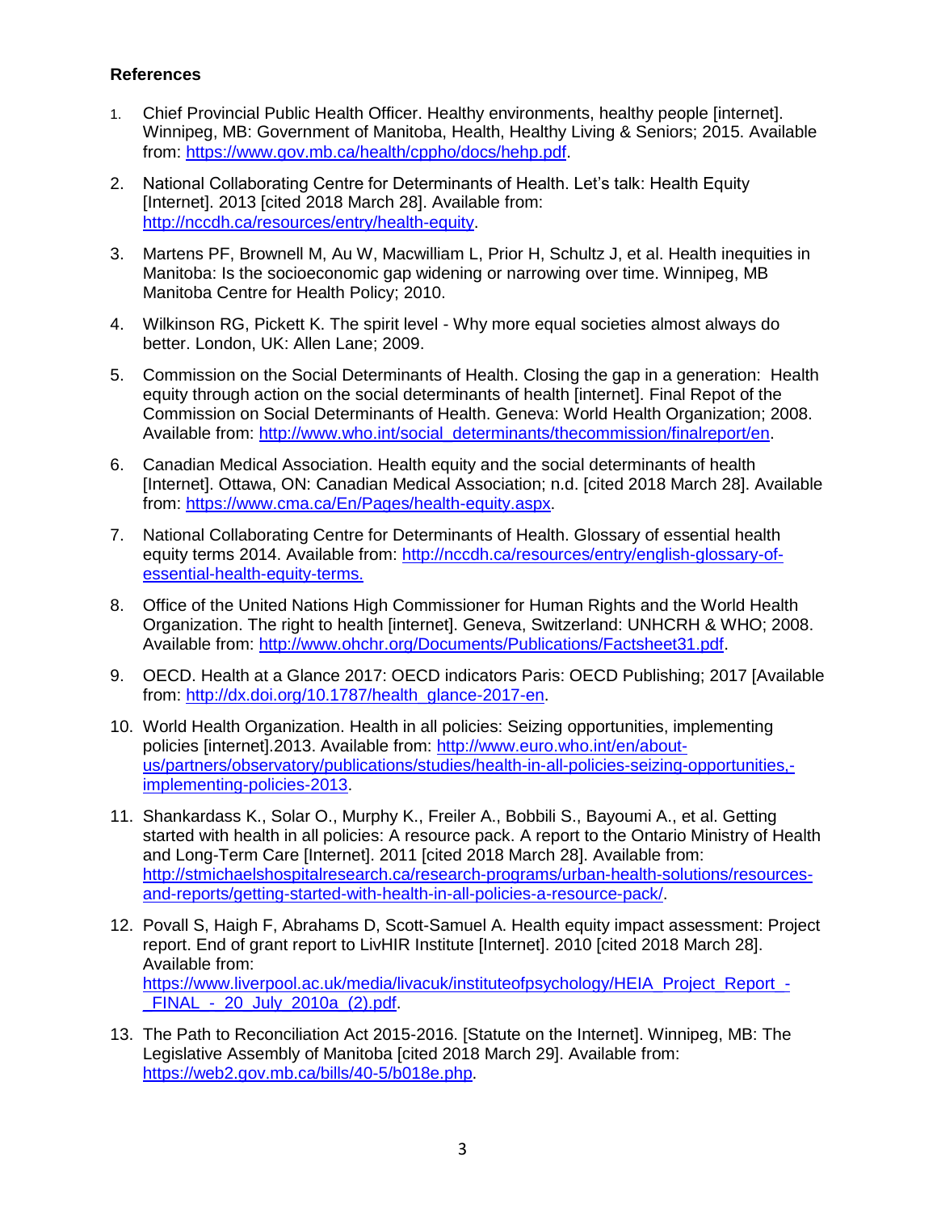**References**

1. Chief Provincial Public Health Officer. Healthy environments, healthy people [internet]. Winnipeg, MB: Government of Manitoba, Health, Healthy Living & Seniors; 2015. Available from: https://www.gov.mb.ca/health/cppho/docs/hehp.pdf.

2. National Collaborating Centre for Determinants of Health. Let's talk: Health Equity [Internet]. 2013 [cited 2018 March 28]. Available from: http://nccdh.ca/resources/entry/health-equity.

3. Martens PF, Brownell M, Au W, Macwilliam L, Prior H, Schultz J, et al. Health inequities in Manitoba: Is the socioeconomic gap widening or narrowing over time. Winnipeg, MB Manitoba Centre for Health Policy; 2010.

4. Wilkinson RG, Pickett K. The spirit level - Why more equal societies almost always do better. London, UK: Allen Lane; 2009.

5. Commission on the Social Determinants of Health. Closing the gap in a generation: Health equity through action on the social determinants of health [internet]. Final Repot of the Commission on Social Determinants of Health. Geneva: World Health Organization; 2008. Available from: http://www.who.int/social_determinants/thecommission/finalreport/en.

6. Canadian Medical Association. Health equity and the social determinants of health [Internet]. Ottawa, ON: Canadian Medical Association; n.d. [cited 2018 March 28]. Available from: https://www.cma.ca/En/Pages/health-equity.aspx.

7. National Collaborating Centre for Determinants of Health. Glossary of essential health equity terms 2014. Available from: http://nccdh.ca/resources/entry/english-glossary-of-essential-health-equity-terms.

8. Office of the United Nations High Commissioner for Human Rights and the World Health Organization. The right to health [internet]. Geneva, Switzerland: UNHCRH & WHO; 2008. Available from: http://www.ohchr.org/Documents/Publications/Factsheet31.pdf.

9. OECD. Health at a Glance 2017: OECD indicators Paris: OECD Publishing; 2017 [Available from: http://dx.doi.org/10.1787/health_glance-2017-en.

10. World Health Organization. Health in all policies: Seizing opportunities, implementing policies [internet].2013. Available from: http://www.euro.who.int/en/about-us/partners/observatory/publications/studies/health-in-all-policies-seizing-opportunities,-implementing-policies-2013.

11. Shankardass K., Solar O., Murphy K., Freiler A., Bobbili S., Bayoumi A., et al. Getting started with health in all policies: A resource pack. A report to the Ontario Ministry of Health and Long-Term Care [Internet]. 2011 [cited 2018 March 28]. Available from: http://stmichaelshospitalresearch.ca/research-programs/urban-health-solutions/resources-and-reports/getting-started-with-health-in-all-policies-a-resource-pack/.

12. Povall S, Haigh F, Abrahams D, Scott-Samuel A. Health equity impact assessment: Project report. End of grant report to LivHIR Institute [Internet]. 2010 [cited 2018 March 28]. Available from: https://www.liverpool.ac.uk/media/livacuk/instituteofpsychology/HEIA_Project_Report_-_FINAL_-_20_July_2010a_(2).pdf.

13. The Path to Reconciliation Act 2015-2016. [Statute on the Internet]. Winnipeg, MB: The Legislative Assembly of Manitoba [cited 2018 March 29]. Available from: https://web2.gov.mb.ca/bills/40-5/b018e.php.